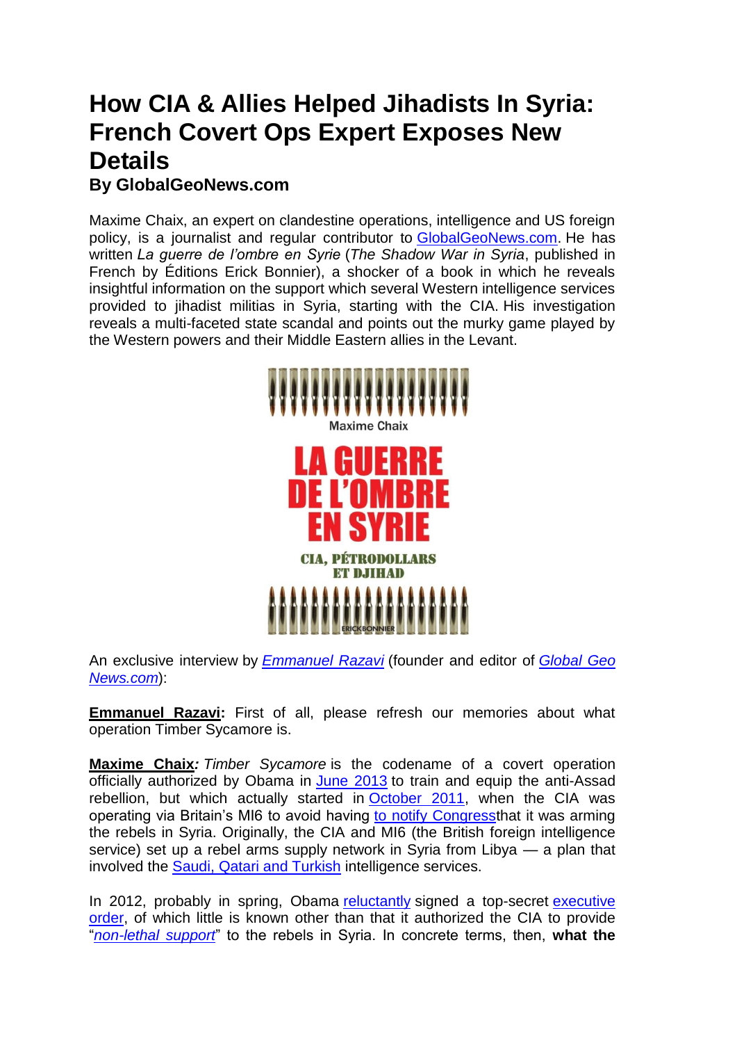# How CIA & Allies Helped Jihadists In Syria: French Covert Ops Expert Exposes New Details

**By GlobalGeoNews.com**

Maxime Chaix, an expert on clandestine operations, intelligence and US foreign policy, is a journalist and regular contributor to GlobalGeoNews.com. He has written *La guerre de l'ombre en Syrie* (*The Shadow War in Syria*, published in French by Éditions Erick Bonnier), a shocker of a book in which he reveals insightful information on the support which several Western intelligence services provided to jihadist militias in Syria, starting with the CIA. His investigation reveals a multi-faceted state scandal and points out the murky game played by the Western powers and their Middle Eastern allies in the Levant.

An exclusive interview by *Emmanuel Razavi* (founder and editor of *Global Geo News.com*):

**Emmanuel Razavi:** First of all, please refresh our memories about what operation Timber Sycamore is.

**Maxime Chaix*:*** *Timber Sycamore* is the codename of a covert operation officially authorized by Obama in June 2013 to train and equip the anti-Assad rebellion, but which actually started in October 2011, when the CIA was operating via Britain's MI6 to avoid having to notify Congressthat it was arming the rebels in Syria. Originally, the CIA and MI6 (the British foreign intelligence service) set up a rebel arms supply network in Syria from Libya — a plan that involved the Saudi, Qatari and Turkish intelligence services.

In 2012, probably in spring, Obama reluctantly signed a top-secret executive order, of which little is known other than that it authorized the CIA to provide "*non-lethal support*" to the rebels in Syria. In concrete terms, then, **what the**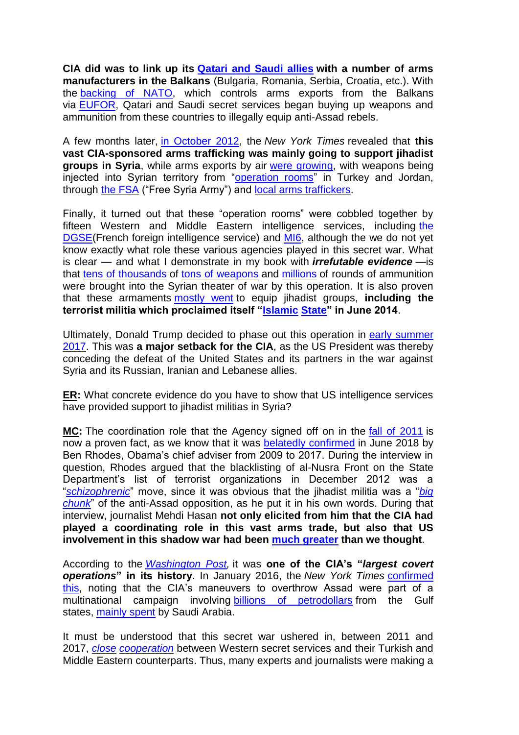**CIA did was to link up its Qatari and Saudi allies with a number of arms manufacturers in the Balkans** (Bulgaria, Romania, Serbia, Croatia, etc.). With the backing of NATO, which controls arms exports from the Balkans via EUFOR, Qatari and Saudi secret services began buying up weapons and ammunition from these countries to illegally equip anti-Assad rebels.

A few months later, in October 2012, the *New York Times* revealed that **this vast CIA-sponsored arms trafficking was mainly going to support jihadist groups in Syria**, while arms exports by air were growing, with weapons being injected into Syrian territory from "operation rooms" in Turkey and Jordan, through the FSA ("Free Syria Army") and local arms traffickers.

Finally, it turned out that these "operation rooms" were cobbled together by fifteen Western and Middle Eastern intelligence services, including the DGSE(French foreign intelligence service) and MI6, although the we do not yet know exactly what role these various agencies played in this secret war. What is clear — and what I demonstrate in my book with ***irrefutable evidence*** —is that tens of thousands of tons of weapons and millions of rounds of ammunition were brought into the Syrian theater of war by this operation. It is also proven that these armaments mostly went to equip jihadist groups, **including the terrorist militia which proclaimed itself "Islamic State" in June 2014**.

Ultimately, Donald Trump decided to phase out this operation in early summer 2017. This was **a major setback for the CIA**, as the US President was thereby conceding the defeat of the United States and its partners in the war against Syria and its Russian, Iranian and Lebanese allies.

**ER:** What concrete evidence do you have to show that US intelligence services have provided support to jihadist militias in Syria?

**MC:** The coordination role that the Agency signed off on in the fall of 2011 is now a proven fact, as we know that it was belatedly confirmed in June 2018 by Ben Rhodes, Obama's chief adviser from 2009 to 2017. During the interview in question, Rhodes argued that the blacklisting of al-Nusra Front on the State Department's list of terrorist organizations in December 2012 was a "*schizophrenic*" move, since it was obvious that the jihadist militia was a "*big chunk*" of the anti-Assad opposition, as he put it in his own words. During that interview, journalist Mehdi Hasan **not only elicited from him that the CIA had played a coordinating role in this vast arms trade, but also that US involvement in this shadow war had been much greater than we thought**.

According to the *Washington Post,* it was **one of the CIA's "*largest covert operations*" in its history**. In January 2016, the *New York Times* confirmed this, noting that the CIA's maneuvers to overthrow Assad were part of a multinational campaign involving billions of petrodollars from the Gulf states, mainly spent by Saudi Arabia.

It must be understood that this secret war ushered in, between 2011 and 2017, *close cooperation* between Western secret services and their Turkish and Middle Eastern counterparts. Thus, many experts and journalists were making a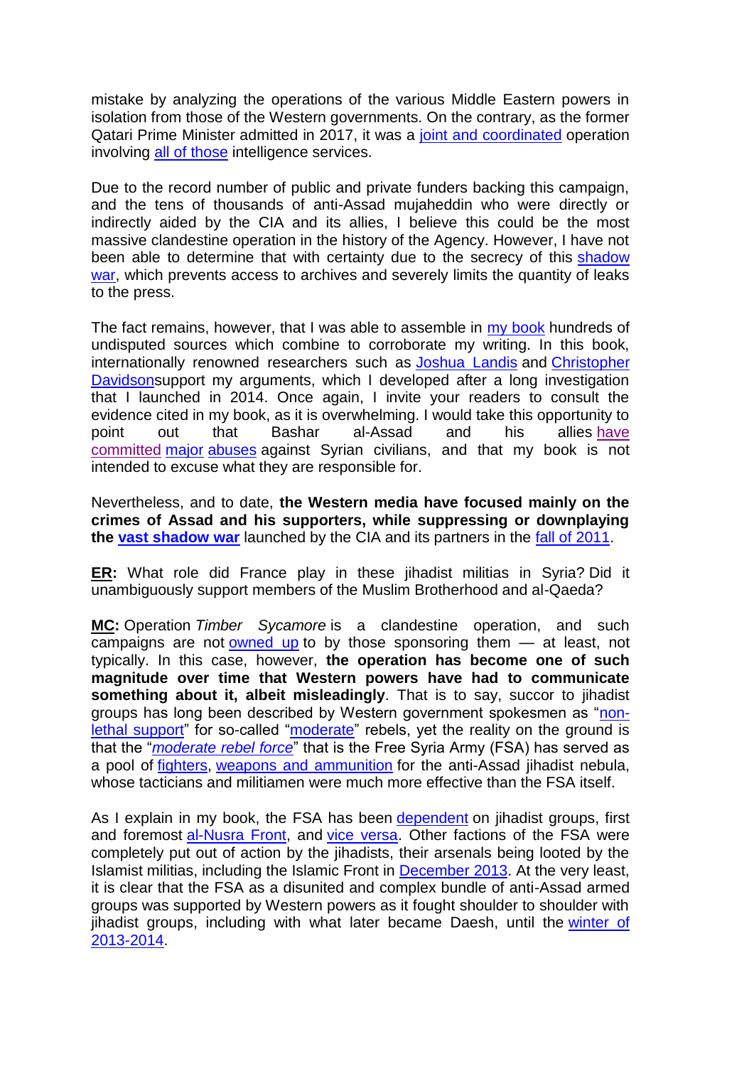mistake by analyzing the operations of the various Middle Eastern powers in isolation from those of the Western governments. On the contrary, as the former Qatari Prime Minister admitted in 2017, it was a joint and coordinated operation involving all of those intelligence services.

Due to the record number of public and private funders backing this campaign, and the tens of thousands of anti-Assad mujaheddin who were directly or indirectly aided by the CIA and its allies, I believe this could be the most massive clandestine operation in the history of the Agency. However, I have not been able to determine that with certainty due to the secrecy of this shadow war, which prevents access to archives and severely limits the quantity of leaks to the press.

The fact remains, however, that I was able to assemble in my book hundreds of undisputed sources which combine to corroborate my writing. In this book, internationally renowned researchers such as Joshua Landis and Christopher Davidsonsupport my arguments, which I developed after a long investigation that I launched in 2014. Once again, I invite your readers to consult the evidence cited in my book, as it is overwhelming. I would take this opportunity to point out that Bashar al-Assad and his allies have committed major abuses against Syrian civilians, and that my book is not intended to excuse what they are responsible for.

Nevertheless, and to date, **the Western media have focused mainly on the crimes of Assad and his supporters, while suppressing or downplaying the vast shadow war** launched by the CIA and its partners in the fall of 2011.

**ER:** What role did France play in these jihadist militias in Syria? Did it unambiguously support members of the Muslim Brotherhood and al-Qaeda?

**MC:** Operation *Timber Sycamore* is a clandestine operation, and such campaigns are not owned up to by those sponsoring them — at least, not typically. In this case, however, **the operation has become one of such magnitude over time that Western powers have had to communicate something about it, albeit misleadingly**. That is to say, succor to jihadist groups has long been described by Western government spokesmen as "non-lethal support" for so-called "moderate" rebels, yet the reality on the ground is that the "*moderate rebel force*" that is the Free Syria Army (FSA) has served as a pool of fighters, weapons and ammunition for the anti-Assad jihadist nebula, whose tacticians and militiamen were much more effective than the FSA itself.

As I explain in my book, the FSA has been dependent on jihadist groups, first and foremost al-Nusra Front, and vice versa. Other factions of the FSA were completely put out of action by the jihadists, their arsenals being looted by the Islamist militias, including the Islamic Front in December 2013. At the very least, it is clear that the FSA as a disunited and complex bundle of anti-Assad armed groups was supported by Western powers as it fought shoulder to shoulder with jihadist groups, including with what later became Daesh, until the winter of 2013-2014.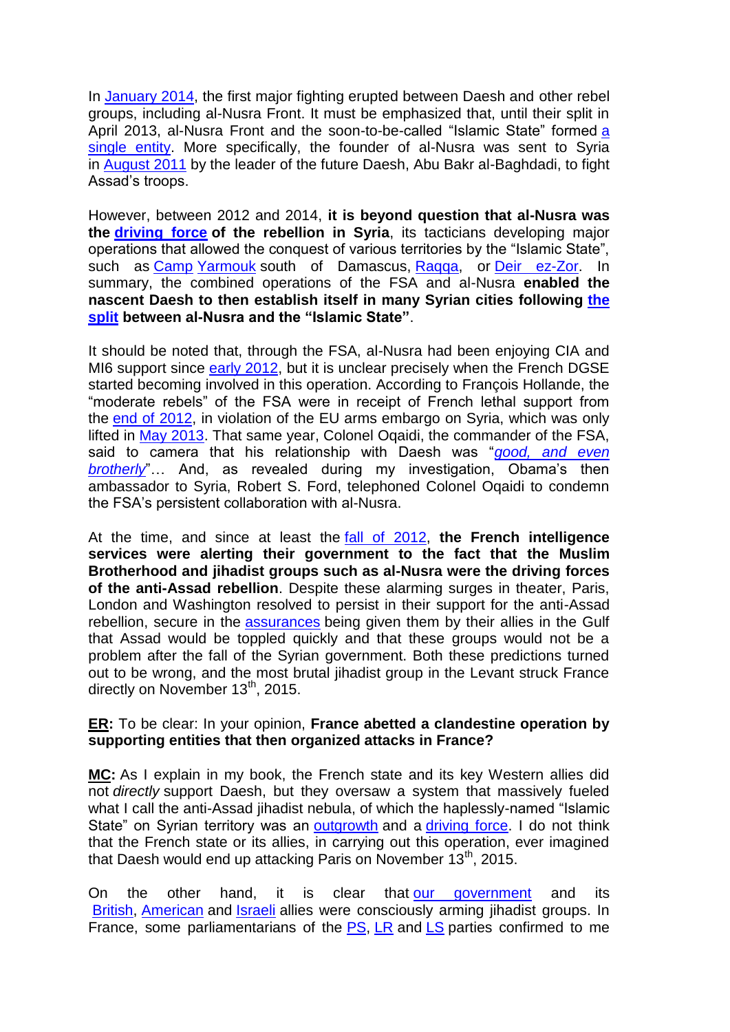In January 2014, the first major fighting erupted between Daesh and other rebel groups, including al-Nusra Front. It must be emphasized that, until their split in April 2013, al-Nusra Front and the soon-to-be-called "Islamic State" formed a single entity. More specifically, the founder of al-Nusra was sent to Syria in August 2011 by the leader of the future Daesh, Abu Bakr al-Baghdadi, to fight Assad's troops.

However, between 2012 and 2014, **it is beyond question that al-Nusra was the driving force of the rebellion in Syria**, its tacticians developing major operations that allowed the conquest of various territories by the "Islamic State", such as Camp Yarmouk south of Damascus, Raqqa, or Deir ez-Zor. In summary, the combined operations of the FSA and al-Nusra **enabled the nascent Daesh to then establish itself in many Syrian cities following the split between al-Nusra and the "Islamic State"**.

It should be noted that, through the FSA, al-Nusra had been enjoying CIA and MI6 support since early 2012, but it is unclear precisely when the French DGSE started becoming involved in this operation. According to François Hollande, the "moderate rebels" of the FSA were in receipt of French lethal support from the end of 2012, in violation of the EU arms embargo on Syria, which was only lifted in May 2013. That same year, Colonel Oqaidi, the commander of the FSA, said to camera that his relationship with Daesh was "*good, and even brotherly*"… And, as revealed during my investigation, Obama's then ambassador to Syria, Robert S. Ford, telephoned Colonel Oqaidi to condemn the FSA's persistent collaboration with al-Nusra.

At the time, and since at least the fall of 2012, **the French intelligence services were alerting their government to the fact that the Muslim Brotherhood and jihadist groups such as al-Nusra were the driving forces of the anti-Assad rebellion**. Despite these alarming surges in theater, Paris, London and Washington resolved to persist in their support for the anti-Assad rebellion, secure in the assurances being given them by their allies in the Gulf that Assad would be toppled quickly and that these groups would not be a problem after the fall of the Syrian government. Both these predictions turned out to be wrong, and the most brutal jihadist group in the Levant struck France directly on November 13th, 2015.

**ER:** To be clear: In your opinion, **France abetted a clandestine operation by supporting entities that then organized attacks in France?**

**MC:** As I explain in my book, the French state and its key Western allies did not *directly* support Daesh, but they oversaw a system that massively fueled what I call the anti-Assad jihadist nebula, of which the haplessly-named "Islamic State" on Syrian territory was an outgrowth and a driving force. I do not think that the French state or its allies, in carrying out this operation, ever imagined that Daesh would end up attacking Paris on November 13th, 2015.

On the other hand, it is clear that our government and its British, American and Israeli allies were consciously arming jihadist groups. In France, some parliamentarians of the PS, LR and LS parties confirmed to me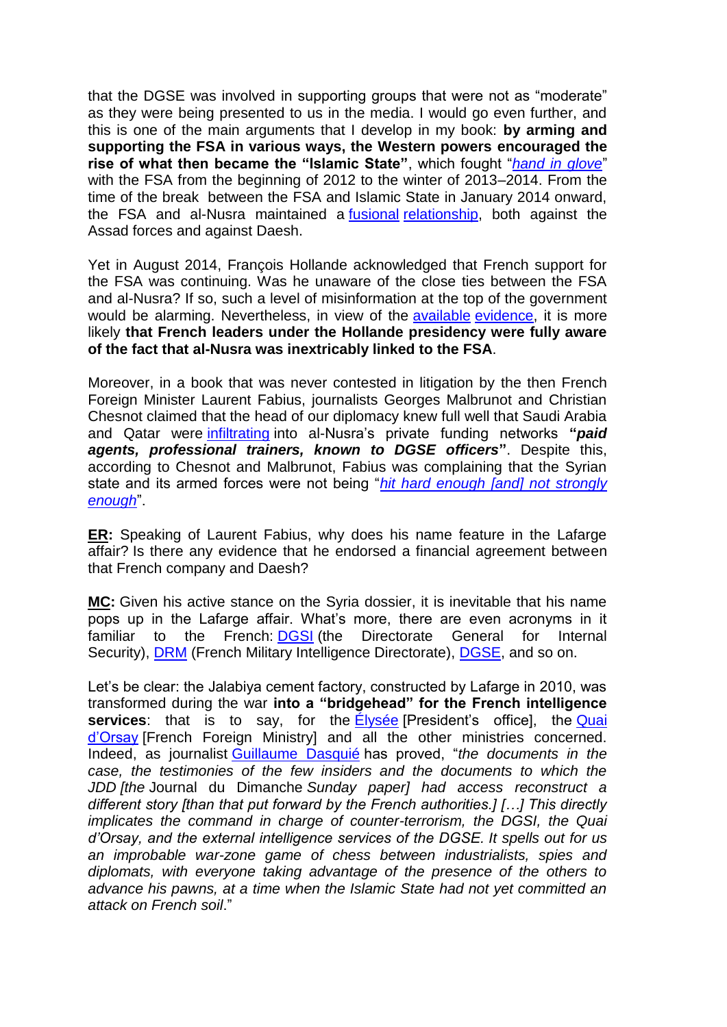that the DGSE was involved in supporting groups that were not as "moderate" as they were being presented to us in the media. I would go even further, and this is one of the main arguments that I develop in my book: **by arming and supporting the FSA in various ways, the Western powers encouraged the rise of what then became the "Islamic State"**, which fought "*hand in glove*" with the FSA from the beginning of 2012 to the winter of 2013–2014. From the time of the break between the FSA and Islamic State in January 2014 onward, the FSA and al-Nusra maintained a fusional relationship, both against the Assad forces and against Daesh.

Yet in August 2014, François Hollande acknowledged that French support for the FSA was continuing. Was he unaware of the close ties between the FSA and al-Nusra? If so, such a level of misinformation at the top of the government would be alarming. Nevertheless, in view of the available evidence, it is more likely **that French leaders under the Hollande presidency were fully aware of the fact that al-Nusra was inextricably linked to the FSA**.

Moreover, in a book that was never contested in litigation by the then French Foreign Minister Laurent Fabius, journalists Georges Malbrunot and Christian Chesnot claimed that the head of our diplomacy knew full well that Saudi Arabia and Qatar were infiltrating into al-Nusra's private funding networks **"*paid agents, professional trainers, known to DGSE officers*"**. Despite this, according to Chesnot and Malbrunot, Fabius was complaining that the Syrian state and its armed forces were not being "*hit hard enough [and] not strongly enough*".

**ER:** Speaking of Laurent Fabius, why does his name feature in the Lafarge affair? Is there any evidence that he endorsed a financial agreement between that French company and Daesh?

**MC:** Given his active stance on the Syria dossier, it is inevitable that his name pops up in the Lafarge affair. What's more, there are even acronyms in it familiar to the French: DGSI (the Directorate General for Internal Security), DRM (French Military Intelligence Directorate), DGSE, and so on.

Let's be clear: the Jalabiya cement factory, constructed by Lafarge in 2010, was transformed during the war **into a "bridgehead" for the French intelligence services**: that is to say, for the Élysée [President's office], the Quai d'Orsay [French Foreign Ministry] and all the other ministries concerned. Indeed, as journalist Guillaume Dasquié has proved, "*the documents in the case, the testimonies of the few insiders and the documents to which the JDD [the* Journal du Dimanche *Sunday paper] had access reconstruct a different story [than that put forward by the French authorities.] […] This directly implicates the command in charge of counter-terrorism, the DGSI, the Quai d'Orsay, and the external intelligence services of the DGSE. It spells out for us an improbable war-zone game of chess between industrialists, spies and diplomats, with everyone taking advantage of the presence of the others to advance his pawns, at a time when the Islamic State had not yet committed an attack on French soil*."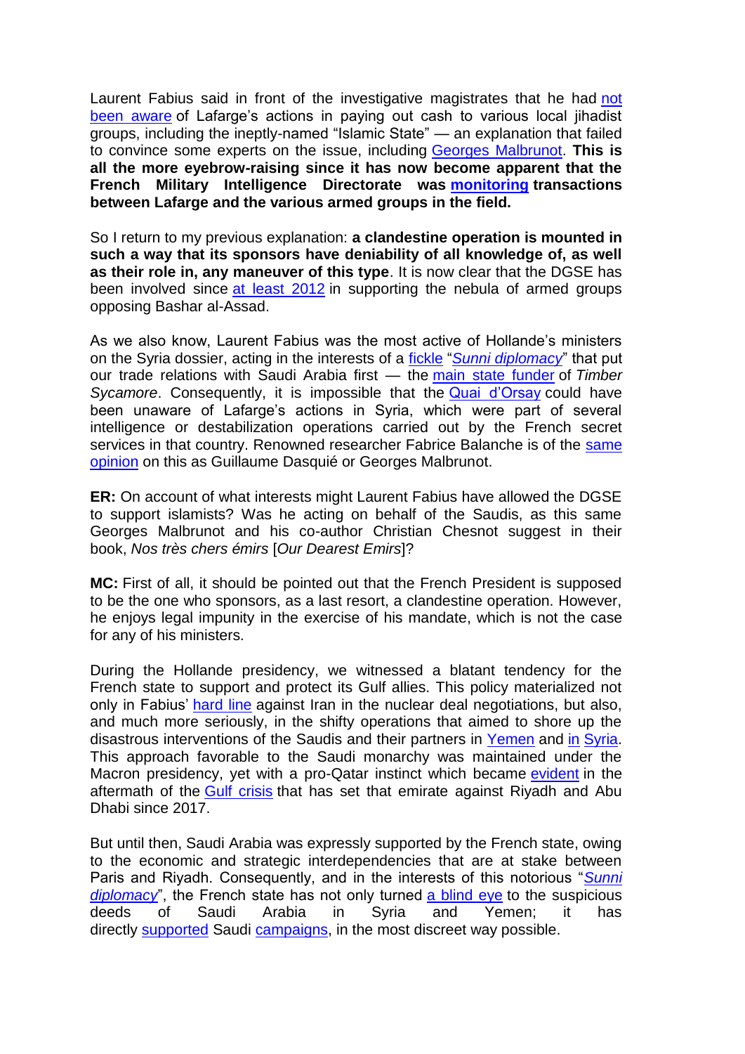Laurent Fabius said in front of the investigative magistrates that he had not been aware of Lafarge's actions in paying out cash to various local jihadist groups, including the ineptly-named "Islamic State" — an explanation that failed to convince some experts on the issue, including Georges Malbrunot. **This is all the more eyebrow-raising since it has now become apparent that the French Military Intelligence Directorate was monitoring transactions between Lafarge and the various armed groups in the field.**

So I return to my previous explanation: **a clandestine operation is mounted in such a way that its sponsors have deniability of all knowledge of, as well as their role in, any maneuver of this type**. It is now clear that the DGSE has been involved since at least 2012 in supporting the nebula of armed groups opposing Bashar al-Assad.

As we also know, Laurent Fabius was the most active of Hollande's ministers on the Syria dossier, acting in the interests of a fickle "*Sunni diplomacy*" that put our trade relations with Saudi Arabia first — the main state funder of *Timber Sycamore*. Consequently, it is impossible that the Quai d'Orsay could have been unaware of Lafarge's actions in Syria, which were part of several intelligence or destabilization operations carried out by the French secret services in that country. Renowned researcher Fabrice Balanche is of the same opinion on this as Guillaume Dasquié or Georges Malbrunot.

**ER:** On account of what interests might Laurent Fabius have allowed the DGSE to support islamists? Was he acting on behalf of the Saudis, as this same Georges Malbrunot and his co-author Christian Chesnot suggest in their book, *Nos très chers émirs* [*Our Dearest Emirs*]?

**MC:** First of all, it should be pointed out that the French President is supposed to be the one who sponsors, as a last resort, a clandestine operation. However, he enjoys legal impunity in the exercise of his mandate, which is not the case for any of his ministers.

During the Hollande presidency, we witnessed a blatant tendency for the French state to support and protect its Gulf allies. This policy materialized not only in Fabius' hard line against Iran in the nuclear deal negotiations, but also, and much more seriously, in the shifty operations that aimed to shore up the disastrous interventions of the Saudis and their partners in Yemen and in Syria. This approach favorable to the Saudi monarchy was maintained under the Macron presidency, yet with a pro-Qatar instinct which became evident in the aftermath of the Gulf crisis that has set that emirate against Riyadh and Abu Dhabi since 2017.

But until then, Saudi Arabia was expressly supported by the French state, owing to the economic and strategic interdependencies that are at stake between Paris and Riyadh. Consequently, and in the interests of this notorious "*Sunni diplomacy*", the French state has not only turned a blind eye to the suspicious deeds of Saudi Arabia in Syria and Yemen; it has directly supported Saudi campaigns, in the most discreet way possible.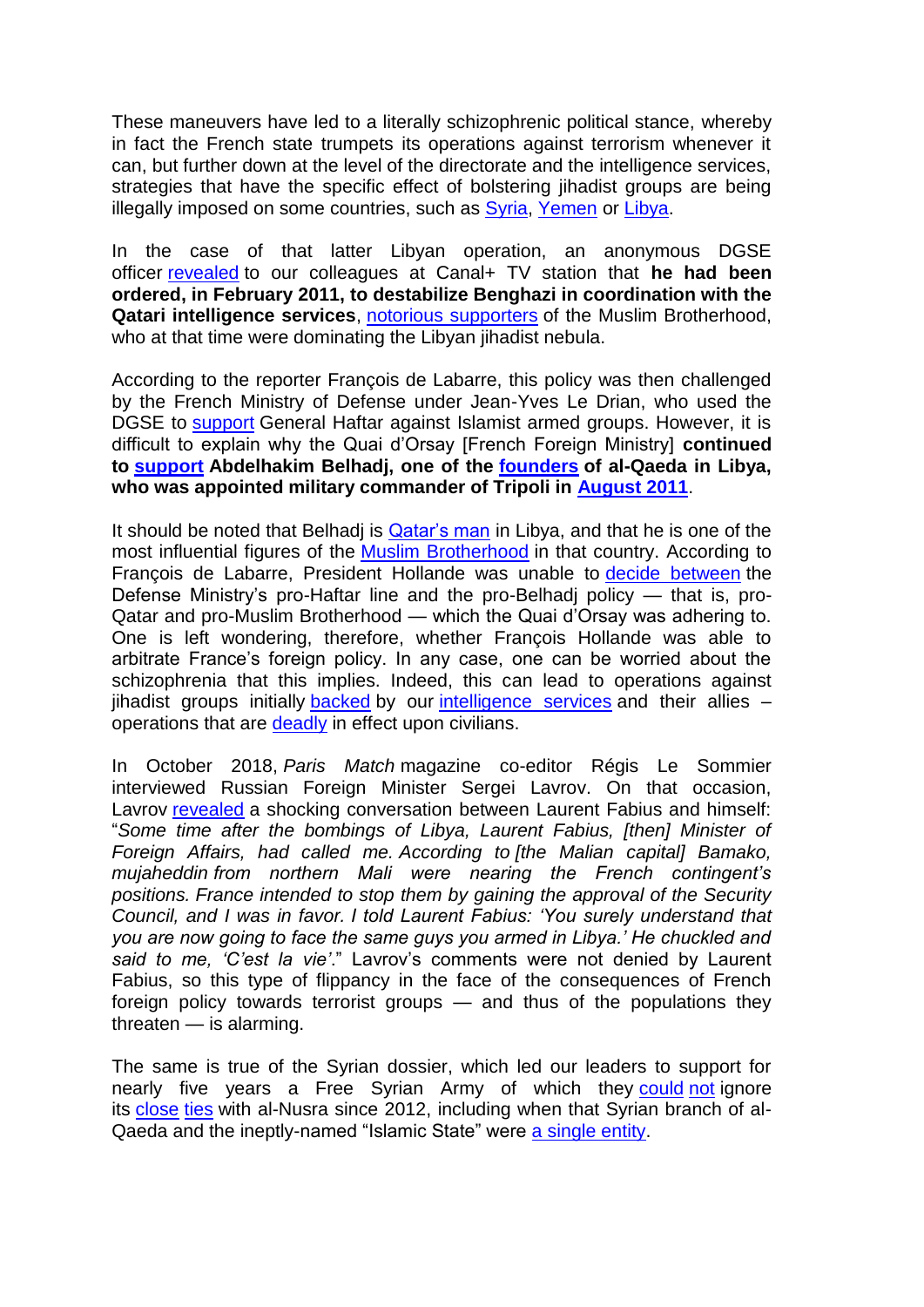These maneuvers have led to a literally schizophrenic political stance, whereby in fact the French state trumpets its operations against terrorism whenever it can, but further down at the level of the directorate and the intelligence services, strategies that have the specific effect of bolstering jihadist groups are being illegally imposed on some countries, such as Syria, Yemen or Libya.

In the case of that latter Libyan operation, an anonymous DGSE officer revealed to our colleagues at Canal+ TV station that **he had been ordered, in February 2011, to destabilize Benghazi in coordination with the Qatari intelligence services**, notorious supporters of the Muslim Brotherhood, who at that time were dominating the Libyan jihadist nebula.

According to the reporter François de Labarre, this policy was then challenged by the French Ministry of Defense under Jean-Yves Le Drian, who used the DGSE to support General Haftar against Islamist armed groups. However, it is difficult to explain why the Quai d'Orsay [French Foreign Ministry] **continued to support Abdelhakim Belhadj, one of the founders of al-Qaeda in Libya, who was appointed military commander of Tripoli in August 2011**.

It should be noted that Belhadj is Qatar's man in Libya, and that he is one of the most influential figures of the Muslim Brotherhood in that country. According to François de Labarre, President Hollande was unable to decide between the Defense Ministry's pro-Haftar line and the pro-Belhadj policy — that is, pro-Qatar and pro-Muslim Brotherhood — which the Quai d'Orsay was adhering to. One is left wondering, therefore, whether François Hollande was able to arbitrate France's foreign policy. In any case, one can be worried about the schizophrenia that this implies. Indeed, this can lead to operations against jihadist groups initially backed by our intelligence services and their allies – operations that are deadly in effect upon civilians.

In October 2018, *Paris Match* magazine co-editor Régis Le Sommier interviewed Russian Foreign Minister Sergei Lavrov. On that occasion, Lavrov revealed a shocking conversation between Laurent Fabius and himself: "*Some time after the bombings of Libya, Laurent Fabius, [then] Minister of Foreign Affairs, had called me. According to [the Malian capital] Bamako, mujaheddin from northern Mali were nearing the French contingent's positions. France intended to stop them by gaining the approval of the Security Council, and I was in favor. I told Laurent Fabius: 'You surely understand that you are now going to face the same guys you armed in Libya.' He chuckled and said to me, 'C'est la vie'*." Lavrov's comments were not denied by Laurent Fabius, so this type of flippancy in the face of the consequences of French foreign policy towards terrorist groups — and thus of the populations they threaten — is alarming.

The same is true of the Syrian dossier, which led our leaders to support for nearly five years a Free Syrian Army of which they could not ignore its close ties with al-Nusra since 2012, including when that Syrian branch of al-Qaeda and the ineptly-named "Islamic State" were a single entity.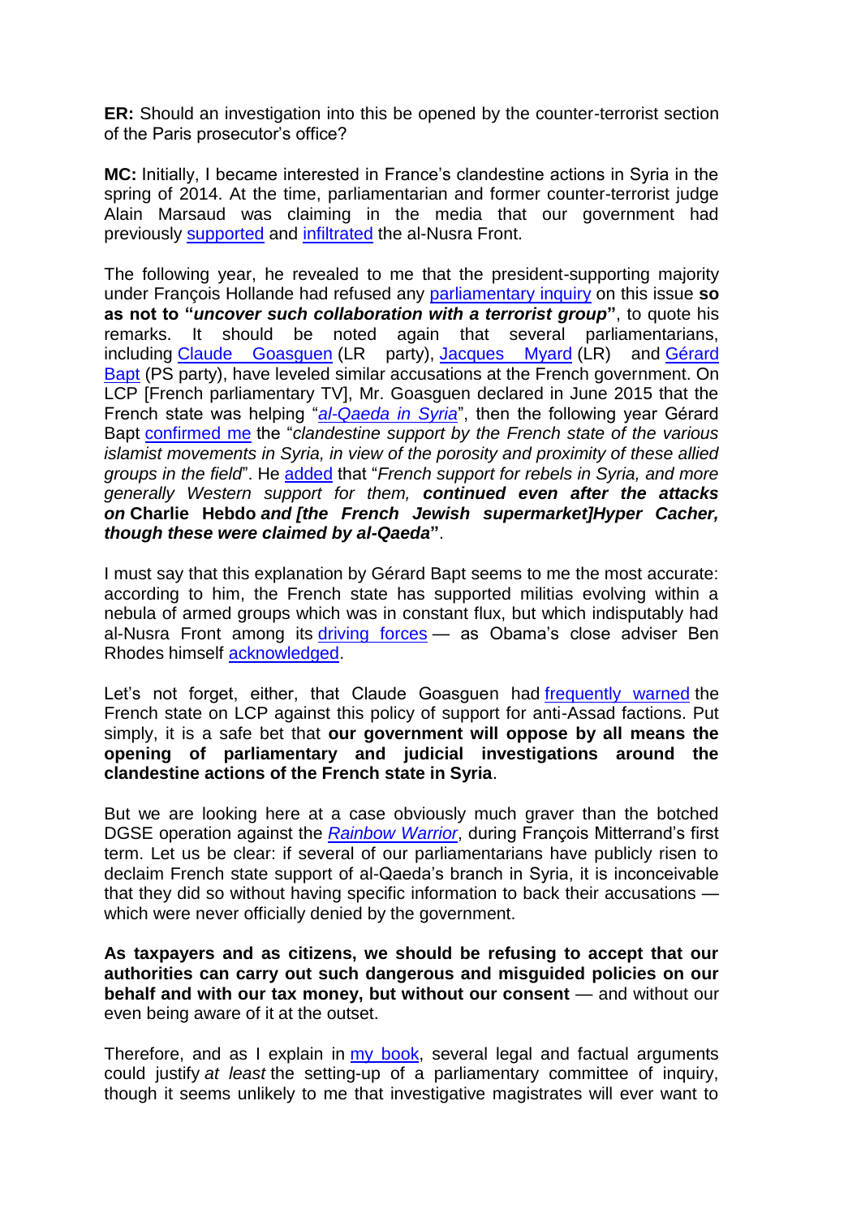**ER:** Should an investigation into this be opened by the counter-terrorist section of the Paris prosecutor's office?

**MC:** Initially, I became interested in France's clandestine actions in Syria in the spring of 2014. At the time, parliamentarian and former counter-terrorist judge Alain Marsaud was claiming in the media that our government had previously supported and infiltrated the al-Nusra Front.

The following year, he revealed to me that the president-supporting majority under François Hollande had refused any parliamentary inquiry on this issue **so as not to "*uncover such collaboration with a terrorist group*"**, to quote his remarks. It should be noted again that several parliamentarians, including Claude Goasguen (LR party), Jacques Myard (LR) and Gérard Bapt (PS party), have leveled similar accusations at the French government. On LCP [French parliamentary TV], Mr. Goasguen declared in June 2015 that the French state was helping "*al-Qaeda in Syria*", then the following year Gérard Bapt confirmed me the "*clandestine support by the French state of the various islamist movements in Syria, in view of the porosity and proximity of these allied groups in the field*". He added that "*French support for rebels in Syria, and more generally Western support for them, **continued even after the attacks on*** **Charlie Hebdo** ***and [the French Jewish supermarket]Hyper Cacher, though these were claimed by al-Qaeda***".

I must say that this explanation by Gérard Bapt seems to me the most accurate: according to him, the French state has supported militias evolving within a nebula of armed groups which was in constant flux, but which indisputably had al-Nusra Front among its driving forces — as Obama's close adviser Ben Rhodes himself acknowledged.

Let's not forget, either, that Claude Goasguen had frequently warned the French state on LCP against this policy of support for anti-Assad factions. Put simply, it is a safe bet that **our government will oppose by all means the opening of parliamentary and judicial investigations around the clandestine actions of the French state in Syria**.

But we are looking here at a case obviously much graver than the botched DGSE operation against the *Rainbow Warrior*, during François Mitterrand's first term. Let us be clear: if several of our parliamentarians have publicly risen to declaim French state support of al-Qaeda's branch in Syria, it is inconceivable that they did so without having specific information to back their accusations — which were never officially denied by the government.

**As taxpayers and as citizens, we should be refusing to accept that our authorities can carry out such dangerous and misguided policies on our behalf and with our tax money, but without our consent** — and without our even being aware of it at the outset.

Therefore, and as I explain in my book, several legal and factual arguments could justify *at least* the setting-up of a parliamentary committee of inquiry, though it seems unlikely to me that investigative magistrates will ever want to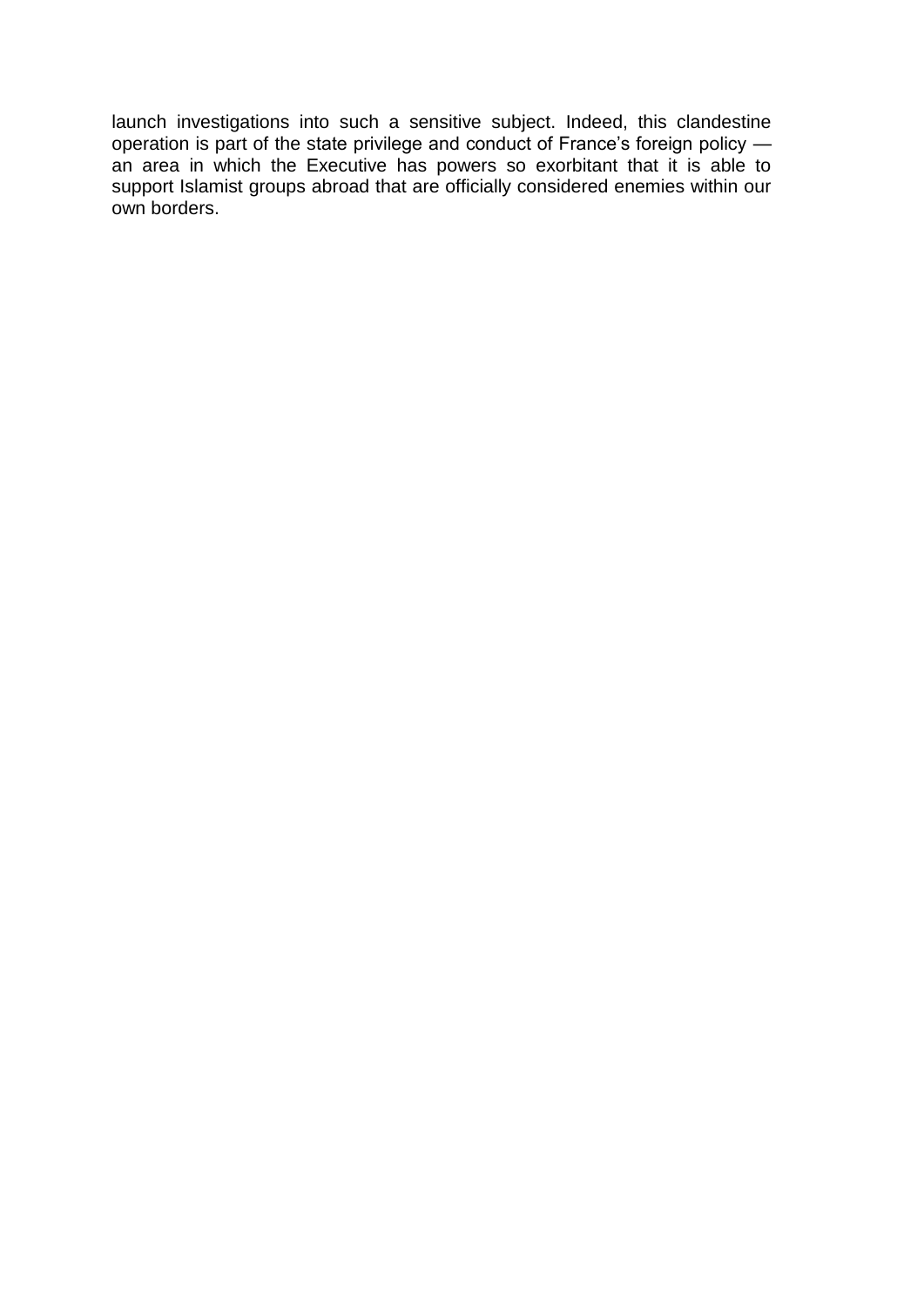launch investigations into such a sensitive subject. Indeed, this clandestine operation is part of the state privilege and conduct of France's foreign policy — an area in which the Executive has powers so exorbitant that it is able to support Islamist groups abroad that are officially considered enemies within our own borders.